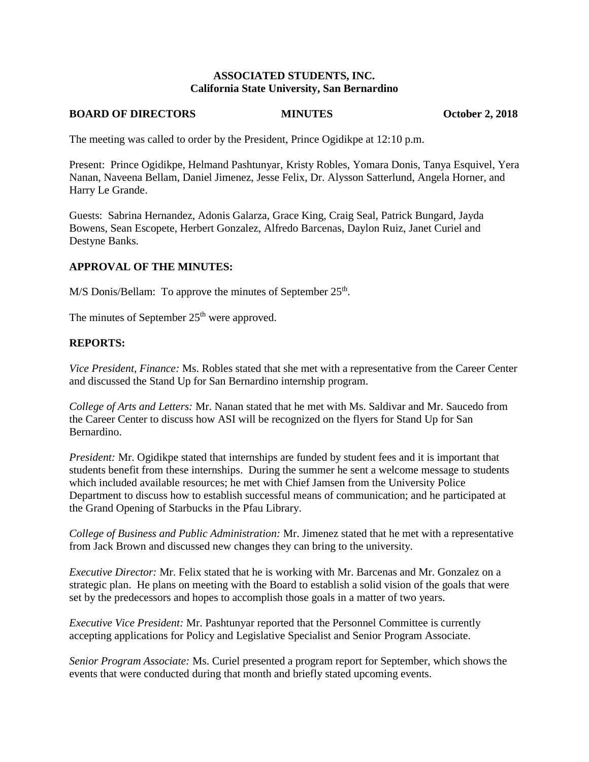**ASSOCIATED STUDENTS, INC.**
**California State University, San Bernardino**

**BOARD OF DIRECTORS** **MINUTES** **October 2, 2018**

The meeting was called to order by the President, Prince Ogidikpe at 12:10 p.m.

Present: Prince Ogidikpe, Helmand Pashtunyar, Kristy Robles, Yomara Donis, Tanya Esquivel, Yera Nanan, Naveena Bellam, Daniel Jimenez, Jesse Felix, Dr. Alysson Satterlund, Angela Horner, and Harry Le Grande.

Guests: Sabrina Hernandez, Adonis Galarza, Grace King, Craig Seal, Patrick Bungard, Jayda Bowens, Sean Escopete, Herbert Gonzalez, Alfredo Barcenas, Daylon Ruiz, Janet Curiel and Destyne Banks.

## APPROVAL OF THE MINUTES:

M/S Donis/Bellam: To approve the minutes of September 25th.

The minutes of September 25th were approved.

## REPORTS:

*Vice President, Finance:* Ms. Robles stated that she met with a representative from the Career Center and discussed the Stand Up for San Bernardino internship program.

*College of Arts and Letters:* Mr. Nanan stated that he met with Ms. Saldivar and Mr. Saucedo from the Career Center to discuss how ASI will be recognized on the flyers for Stand Up for San Bernardino.

*President:* Mr. Ogidikpe stated that internships are funded by student fees and it is important that students benefit from these internships. During the summer he sent a welcome message to students which included available resources; he met with Chief Jamsen from the University Police Department to discuss how to establish successful means of communication; and he participated at the Grand Opening of Starbucks in the Pfau Library.

*College of Business and Public Administration:* Mr. Jimenez stated that he met with a representative from Jack Brown and discussed new changes they can bring to the university.

*Executive Director:* Mr. Felix stated that he is working with Mr. Barcenas and Mr. Gonzalez on a strategic plan. He plans on meeting with the Board to establish a solid vision of the goals that were set by the predecessors and hopes to accomplish those goals in a matter of two years.

*Executive Vice President:* Mr. Pashtunyar reported that the Personnel Committee is currently accepting applications for Policy and Legislative Specialist and Senior Program Associate.

*Senior Program Associate:* Ms. Curiel presented a program report for September, which shows the events that were conducted during that month and briefly stated upcoming events.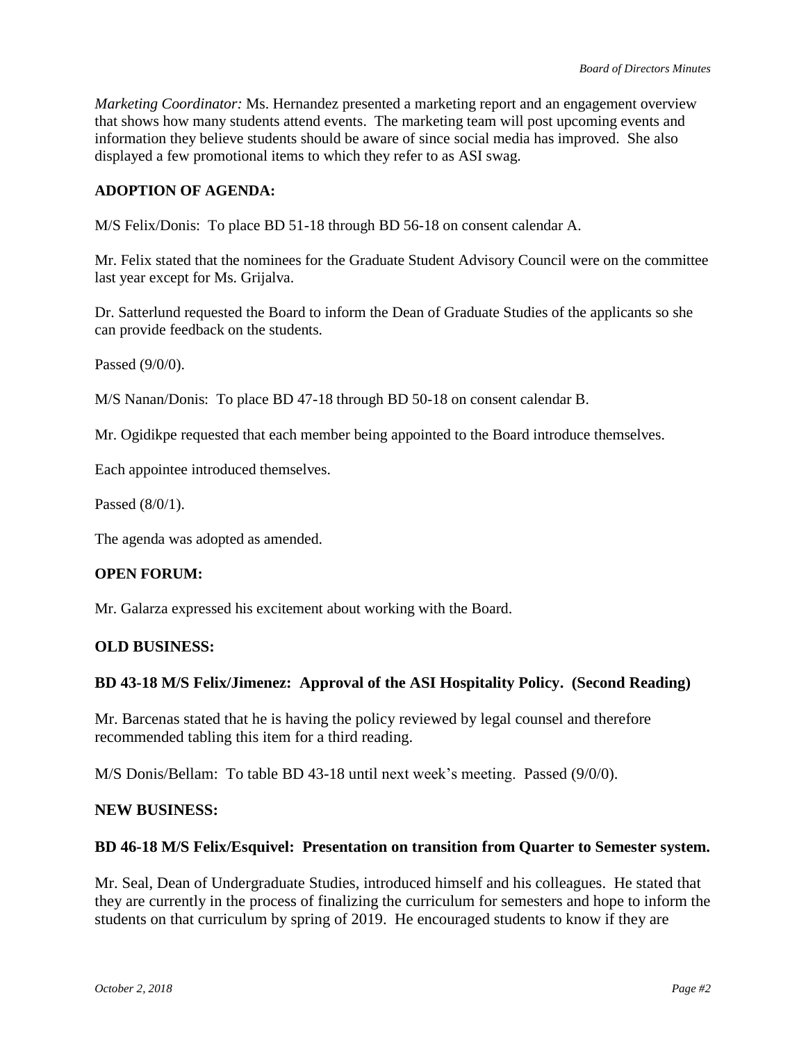*Marketing Coordinator:* Ms. Hernandez presented a marketing report and an engagement overview that shows how many students attend events. The marketing team will post upcoming events and information they believe students should be aware of since social media has improved. She also displayed a few promotional items to which they refer to as ASI swag.

**ADOPTION OF AGENDA:**

M/S Felix/Donis: To place BD 51-18 through BD 56-18 on consent calendar A.

Mr. Felix stated that the nominees for the Graduate Student Advisory Council were on the committee last year except for Ms. Grijalva.

Dr. Satterlund requested the Board to inform the Dean of Graduate Studies of the applicants so she can provide feedback on the students.

Passed (9/0/0).

M/S Nanan/Donis: To place BD 47-18 through BD 50-18 on consent calendar B.

Mr. Ogidikpe requested that each member being appointed to the Board introduce themselves.

Each appointee introduced themselves.

Passed (8/0/1).

The agenda was adopted as amended.

**OPEN FORUM:**

Mr. Galarza expressed his excitement about working with the Board.

**OLD BUSINESS:**

**BD 43-18 M/S Felix/Jimenez: Approval of the ASI Hospitality Policy. (Second Reading)**

Mr. Barcenas stated that he is having the policy reviewed by legal counsel and therefore recommended tabling this item for a third reading.

M/S Donis/Bellam: To table BD 43-18 until next week's meeting. Passed (9/0/0).

**NEW BUSINESS:**

**BD 46-18 M/S Felix/Esquivel: Presentation on transition from Quarter to Semester system.**

Mr. Seal, Dean of Undergraduate Studies, introduced himself and his colleagues. He stated that they are currently in the process of finalizing the curriculum for semesters and hope to inform the students on that curriculum by spring of 2019. He encouraged students to know if they are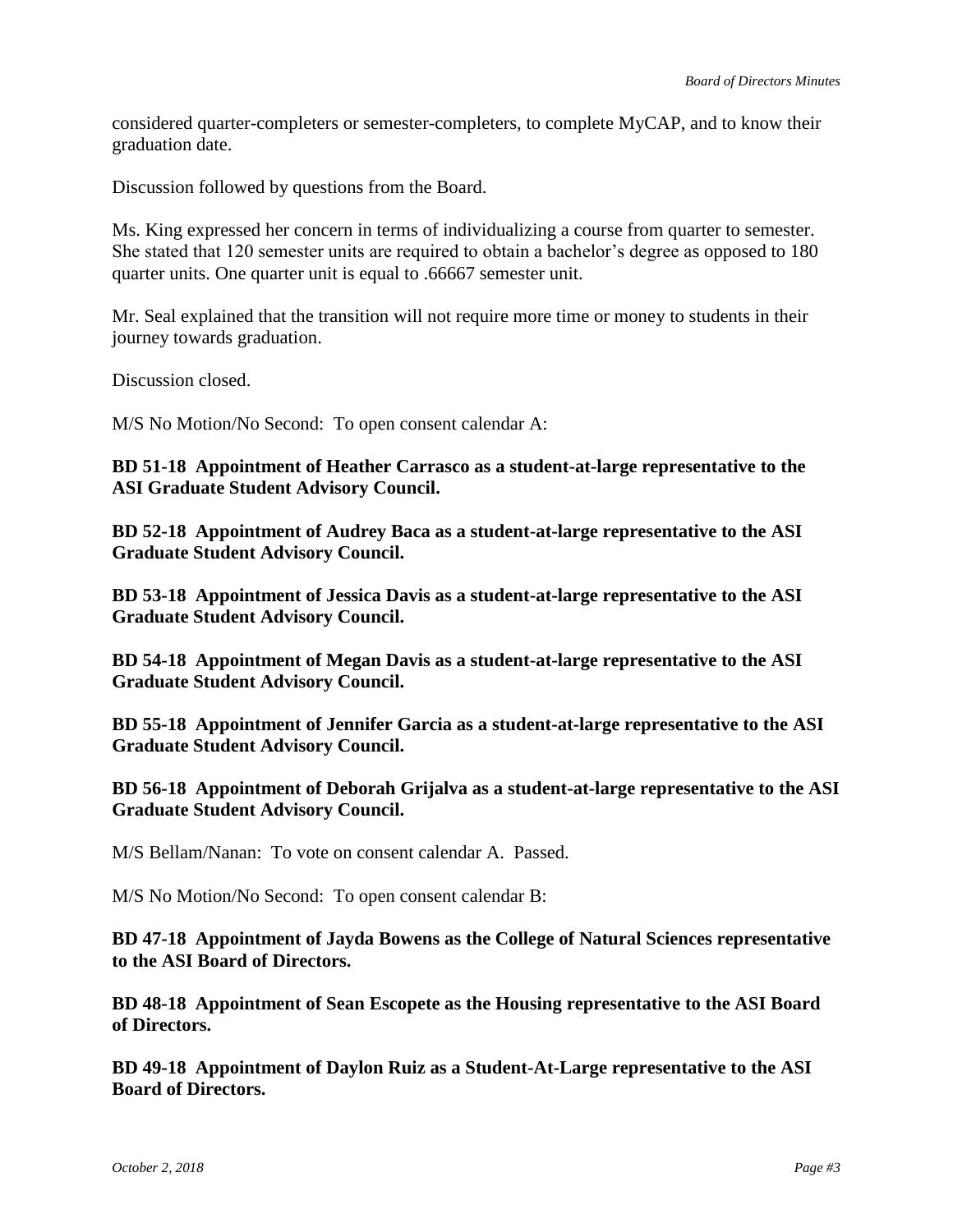considered quarter-completers or semester-completers, to complete MyCAP, and to know their graduation date.

Discussion followed by questions from the Board.

Ms. King expressed her concern in terms of individualizing a course from quarter to semester. She stated that 120 semester units are required to obtain a bachelor's degree as opposed to 180 quarter units. One quarter unit is equal to .66667 semester unit.

Mr. Seal explained that the transition will not require more time or money to students in their journey towards graduation.

Discussion closed.

M/S No Motion/No Second: To open consent calendar A:

**BD 51-18 Appointment of Heather Carrasco as a student-at-large representative to the ASI Graduate Student Advisory Council.**

**BD 52-18 Appointment of Audrey Baca as a student-at-large representative to the ASI Graduate Student Advisory Council.**

**BD 53-18 Appointment of Jessica Davis as a student-at-large representative to the ASI Graduate Student Advisory Council.**

**BD 54-18 Appointment of Megan Davis as a student-at-large representative to the ASI Graduate Student Advisory Council.**

**BD 55-18 Appointment of Jennifer Garcia as a student-at-large representative to the ASI Graduate Student Advisory Council.**

**BD 56-18 Appointment of Deborah Grijalva as a student-at-large representative to the ASI Graduate Student Advisory Council.**

M/S Bellam/Nanan: To vote on consent calendar A. Passed.

M/S No Motion/No Second: To open consent calendar B:

**BD 47-18 Appointment of Jayda Bowens as the College of Natural Sciences representative to the ASI Board of Directors.**

**BD 48-18 Appointment of Sean Escopete as the Housing representative to the ASI Board of Directors.**

**BD 49-18 Appointment of Daylon Ruiz as a Student-At-Large representative to the ASI Board of Directors.**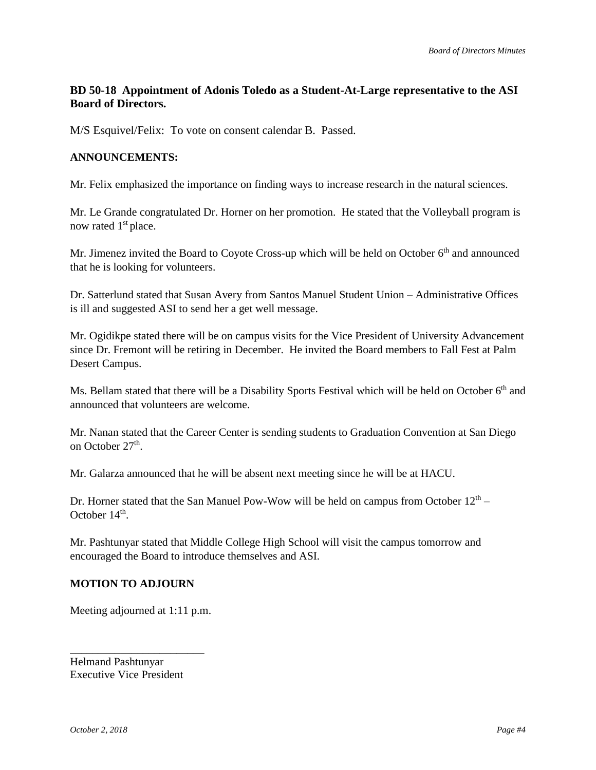**BD 50-18 Appointment of Adonis Toledo as a Student-At-Large representative to the ASI Board of Directors.**

M/S Esquivel/Felix: To vote on consent calendar B. Passed.

**ANNOUNCEMENTS:**

Mr. Felix emphasized the importance on finding ways to increase research in the natural sciences.

Mr. Le Grande congratulated Dr. Horner on her promotion. He stated that the Volleyball program is now rated 1st place.

Mr. Jimenez invited the Board to Coyote Cross-up which will be held on October 6th and announced that he is looking for volunteers.

Dr. Satterlund stated that Susan Avery from Santos Manuel Student Union – Administrative Offices is ill and suggested ASI to send her a get well message.

Mr. Ogidikpe stated there will be on campus visits for the Vice President of University Advancement since Dr. Fremont will be retiring in December. He invited the Board members to Fall Fest at Palm Desert Campus.

Ms. Bellam stated that there will be a Disability Sports Festival which will be held on October 6th and announced that volunteers are welcome.

Mr. Nanan stated that the Career Center is sending students to Graduation Convention at San Diego on October 27th.

Mr. Galarza announced that he will be absent next meeting since he will be at HACU.

Dr. Horner stated that the San Manuel Pow-Wow will be held on campus from October 12th – October 14th.

Mr. Pashtunyar stated that Middle College High School will visit the campus tomorrow and encouraged the Board to introduce themselves and ASI.

**MOTION TO ADJOURN**

Meeting adjourned at 1:11 p.m.

\_\_\_\_\_\_\_\_\_\_\_\_\_\_\_\_\_\_\_\_\_\_\_\_\_

Helmand Pashtunyar
Executive Vice President